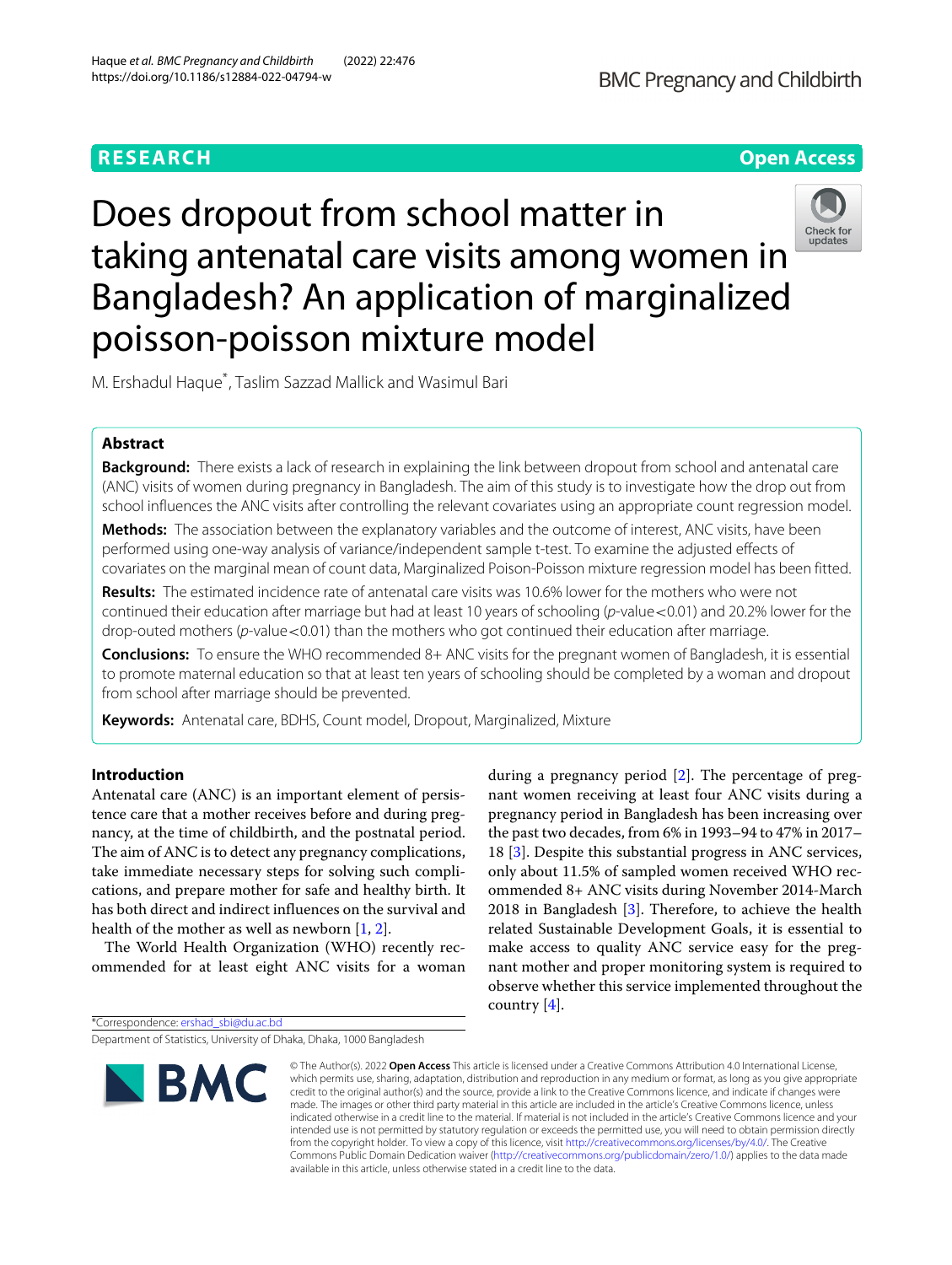RESEARCH

Open Access

# Does dropout from school matter in taking antenatal care visits among women in Bangladesh? An application of marginalized poisson-poisson mixture model

M. Ershadul Haque*, Taslim Sazzad Mallick and Wasimul Bari

## Abstract

**Background:** There exists a lack of research in explaining the link between dropout from school and antenatal care (ANC) visits of women during pregnancy in Bangladesh. The aim of this study is to investigate how the drop out from school influences the ANC visits after controlling the relevant covariates using an appropriate count regression model.

**Methods:** The association between the explanatory variables and the outcome of interest, ANC visits, have been performed using one-way analysis of variance/independent sample t-test. To examine the adjusted effects of covariates on the marginal mean of count data, Marginalized Poison-Poisson mixture regression model has been fitted.

**Results:** The estimated incidence rate of antenatal care visits was 10.6% lower for the mothers who were not continued their education after marriage but had at least 10 years of schooling ($p$-value$<0.01$) and 20.2% lower for the drop-outed mothers ($p$-value$<0.01$) than the mothers who got continued their education after marriage.

**Conclusions:** To ensure the WHO recommended 8+ ANC visits for the pregnant women of Bangladesh, it is essential to promote maternal education so that at least ten years of schooling should be completed by a woman and dropout from school after marriage should be prevented.

**Keywords:** Antenatal care, BDHS, Count model, Dropout, Marginalized, Mixture

## Introduction

Antenatal care (ANC) is an important element of persistence care that a mother receives before and during pregnancy, at the time of childbirth, and the postnatal period. The aim of ANC is to detect any pregnancy complications, take immediate necessary steps for solving such complications, and prepare mother for safe and healthy birth. It has both direct and indirect influences on the survival and health of the mother as well as newborn [1, 2].

The World Health Organization (WHO) recently recommended for at least eight ANC visits for a woman during a pregnancy period [2]. The percentage of pregnant women receiving at least four ANC visits during a pregnancy period in Bangladesh has been increasing over the past two decades, from 6% in 1993–94 to 47% in 2017–18 [3]. Despite this substantial progress in ANC services, only about 11.5% of sampled women received WHO recommended 8+ ANC visits during November 2014-March 2018 in Bangladesh [3]. Therefore, to achieve the health related Sustainable Development Goals, it is essential to make access to quality ANC service easy for the pregnant mother and proper monitoring system is required to observe whether this service implemented throughout the country [4].

*Correspondence: ershad_sbi@du.ac.bd

Department of Statistics, University of Dhaka, Dhaka, 1000 Bangladesh

© The Author(s). 2022 **Open Access** This article is licensed under a Creative Commons Attribution 4.0 International License, which permits use, sharing, adaptation, distribution and reproduction in any medium or format, as long as you give appropriate credit to the original author(s) and the source, provide a link to the Creative Commons licence, and indicate if changes were made. The images or other third party material in this article are included in the article's Creative Commons licence, unless indicated otherwise in a credit line to the material. If material is not included in the article's Creative Commons licence and your intended use is not permitted by statutory regulation or exceeds the permitted use, you will need to obtain permission directly from the copyright holder. To view a copy of this licence, visit http://creativecommons.org/licenses/by/4.0/. The Creative Commons Public Domain Dedication waiver (http://creativecommons.org/publicdomain/zero/1.0/) applies to the data made available in this article, unless otherwise stated in a credit line to the data.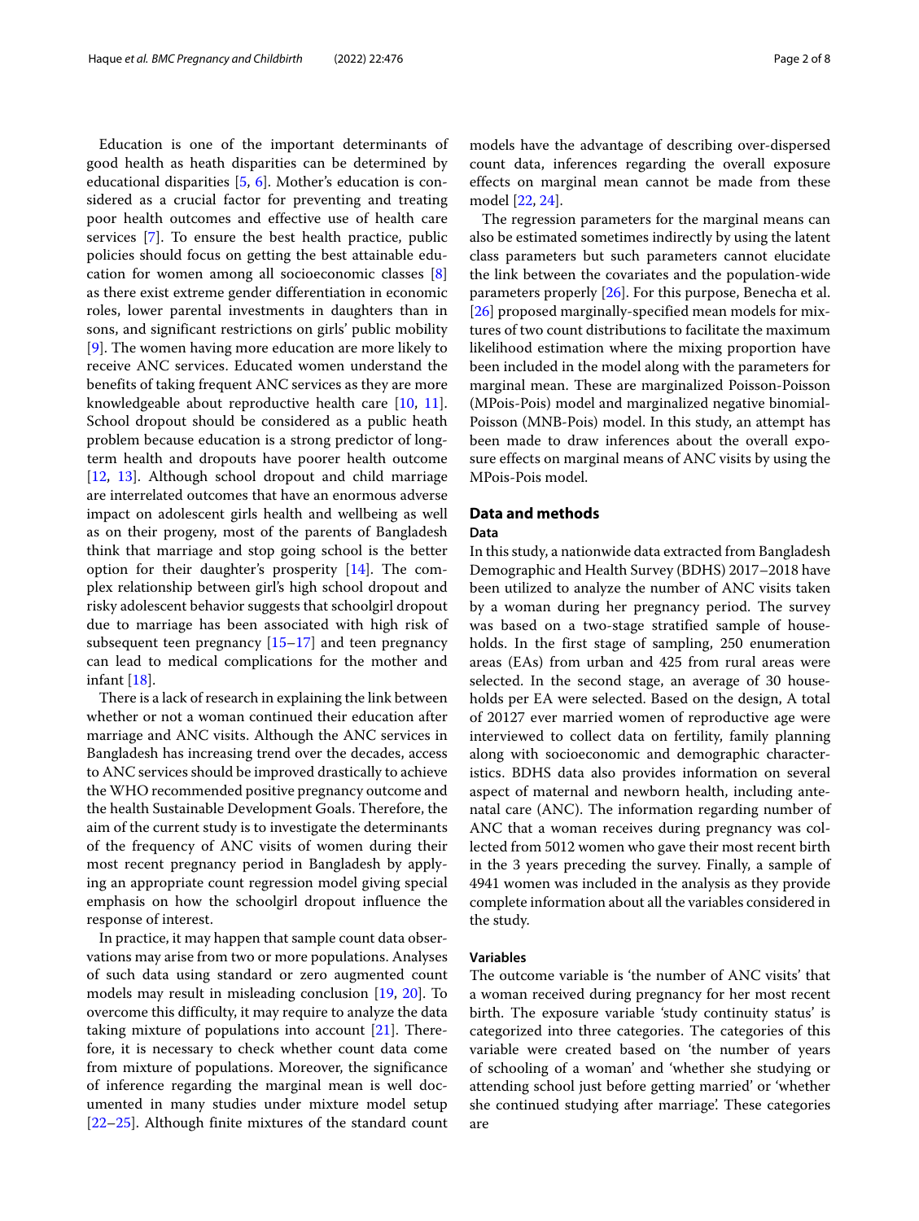Education is one of the important determinants of good health as heath disparities can be determined by educational disparities [5, 6]. Mother's education is considered as a crucial factor for preventing and treating poor health outcomes and effective use of health care services [7]. To ensure the best health practice, public policies should focus on getting the best attainable education for women among all socioeconomic classes [8] as there exist extreme gender differentiation in economic roles, lower parental investments in daughters than in sons, and significant restrictions on girls' public mobility [9]. The women having more education are more likely to receive ANC services. Educated women understand the benefits of taking frequent ANC services as they are more knowledgeable about reproductive health care [10, 11]. School dropout should be considered as a public heath problem because education is a strong predictor of long-term health and dropouts have poorer health outcome [12, 13]. Although school dropout and child marriage are interrelated outcomes that have an enormous adverse impact on adolescent girls health and wellbeing as well as on their progeny, most of the parents of Bangladesh think that marriage and stop going school is the better option for their daughter's prosperity [14]. The complex relationship between girl's high school dropout and risky adolescent behavior suggests that schoolgirl dropout due to marriage has been associated with high risk of subsequent teen pregnancy [15–17] and teen pregnancy can lead to medical complications for the mother and infant [18].

There is a lack of research in explaining the link between whether or not a woman continued their education after marriage and ANC visits. Although the ANC services in Bangladesh has increasing trend over the decades, access to ANC services should be improved drastically to achieve the WHO recommended positive pregnancy outcome and the health Sustainable Development Goals. Therefore, the aim of the current study is to investigate the determinants of the frequency of ANC visits of women during their most recent pregnancy period in Bangladesh by applying an appropriate count regression model giving special emphasis on how the schoolgirl dropout influence the response of interest.

In practice, it may happen that sample count data observations may arise from two or more populations. Analyses of such data using standard or zero augmented count models may result in misleading conclusion [19, 20]. To overcome this difficulty, it may require to analyze the data taking mixture of populations into account [21]. Therefore, it is necessary to check whether count data come from mixture of populations. Moreover, the significance of inference regarding the marginal mean is well documented in many studies under mixture model setup [22–25]. Although finite mixtures of the standard count models have the advantage of describing over-dispersed count data, inferences regarding the overall exposure effects on marginal mean cannot be made from these model [22, 24].

The regression parameters for the marginal means can also be estimated sometimes indirectly by using the latent class parameters but such parameters cannot elucidate the link between the covariates and the population-wide parameters properly [26]. For this purpose, Benecha et al. [26] proposed marginally-specified mean models for mixtures of two count distributions to facilitate the maximum likelihood estimation where the mixing proportion have been included in the model along with the parameters for marginal mean. These are marginalized Poisson-Poisson (MPois-Pois) model and marginalized negative binomial-Poisson (MNB-Pois) model. In this study, an attempt has been made to draw inferences about the overall exposure effects on marginal means of ANC visits by using the MPois-Pois model.

## Data and methods

### Data

In this study, a nationwide data extracted from Bangladesh Demographic and Health Survey (BDHS) 2017−2018 have been utilized to analyze the number of ANC visits taken by a woman during her pregnancy period. The survey was based on a two-stage stratified sample of households. In the first stage of sampling, 250 enumeration areas (EAs) from urban and 425 from rural areas were selected. In the second stage, an average of 30 households per EA were selected. Based on the design, A total of 20127 ever married women of reproductive age were interviewed to collect data on fertility, family planning along with socioeconomic and demographic characteristics. BDHS data also provides information on several aspect of maternal and newborn health, including antenatal care (ANC). The information regarding number of ANC that a woman receives during pregnancy was collected from 5012 women who gave their most recent birth in the 3 years preceding the survey. Finally, a sample of 4941 women was included in the analysis as they provide complete information about all the variables considered in the study.

### Variables

The outcome variable is 'the number of ANC visits' that a woman received during pregnancy for her most recent birth. The exposure variable 'study continuity status' is categorized into three categories. The categories of this variable were created based on 'the number of years of schooling of a woman' and 'whether she studying or attending school just before getting married' or 'whether she continued studying after marriage'. These categories are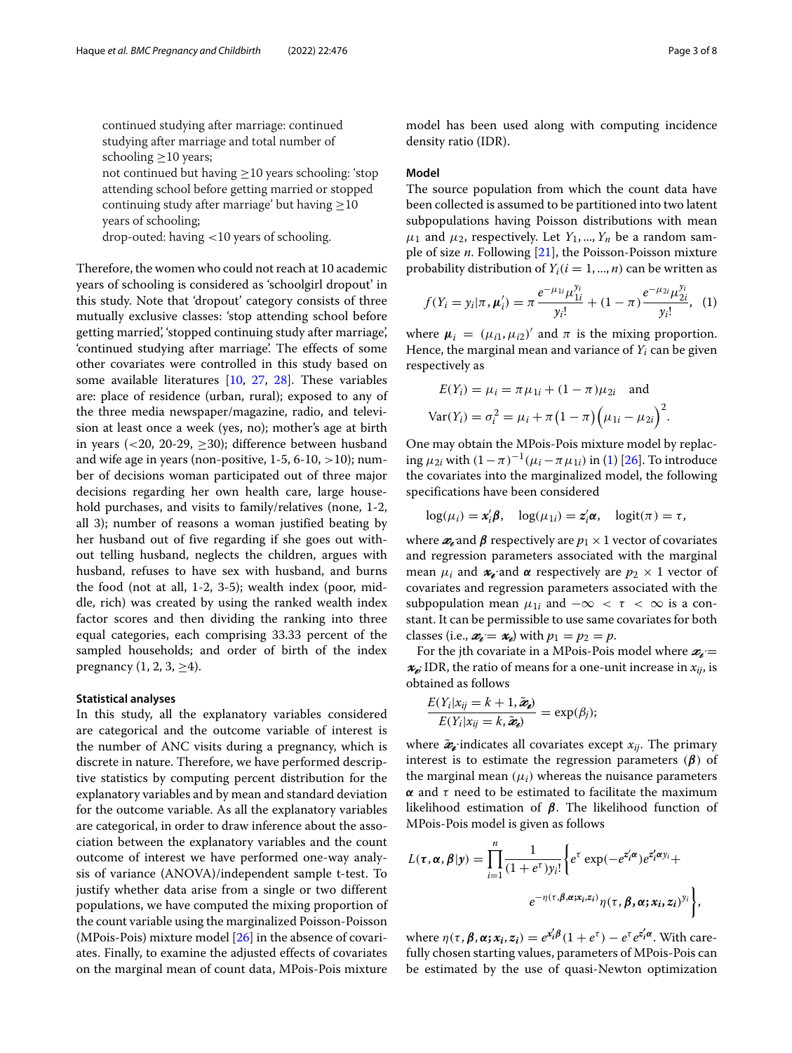continued studying after marriage: continued studying after marriage and total number of schooling ≥10 years;
not continued but having ≥10 years schooling: 'stop attending school before getting married or stopped continuing study after marriage' but having ≥10 years of schooling;
drop-outed: having <10 years of schooling.

Therefore, the women who could not reach at 10 academic years of schooling is considered as 'schoolgirl dropout' in this study. Note that 'dropout' category consists of three mutually exclusive classes: 'stop attending school before getting married', 'stopped continuing study after marriage', 'continued studying after marriage'. The effects of some other covariates were controlled in this study based on some available literatures [10, 27, 28]. These variables are: place of residence (urban, rural); exposed to any of the three media newspaper/magazine, radio, and television at least once a week (yes, no); mother's age at birth in years (<20, 20-29, ≥30); difference between husband and wife age in years (non-positive, 1-5, 6-10, >10); number of decisions woman participated out of three major decisions regarding her own health care, large household purchases, and visits to family/relatives (none, 1-2, all 3); number of reasons a woman justified beating by her husband out of five regarding if she goes out without telling husband, neglects the children, argues with husband, refuses to have sex with husband, and burns the food (not at all, 1-2, 3-5); wealth index (poor, middle, rich) was created by using the ranked wealth index factor scores and then dividing the ranking into three equal categories, each comprising 33.33 percent of the sampled households; and order of birth of the index pregnancy (1, 2, 3, ≥4).

#### Statistical analyses

In this study, all the explanatory variables considered are categorical and the outcome variable of interest is the number of ANC visits during a pregnancy, which is discrete in nature. Therefore, we have performed descriptive statistics by computing percent distribution for the explanatory variables and by mean and standard deviation for the outcome variable. As all the explanatory variables are categorical, in order to draw inference about the association between the explanatory variables and the count outcome of interest we have performed one-way analysis of variance (ANOVA)/independent sample t-test. To justify whether data arise from a single or two different populations, we have computed the mixing proportion of the count variable using the marginalized Poisson-Poisson (MPois-Pois) mixture model [26] in the absence of covariates. Finally, to examine the adjusted effects of covariates on the marginal mean of count data, MPois-Pois mixture model has been used along with computing incidence density ratio (IDR).

#### Model

The source population from which the count data have been collected is assumed to be partitioned into two latent subpopulations having Poisson distributions with mean $\mu_1$ and $\mu_2$, respectively. Let $Y_1, ..., Y_n$ be a random sample of size $n$. Following [21], the Poisson-Poisson mixture probability distribution of $Y_i (i = 1, ..., n)$ can be written as

$$f(Y_i = y_i|\pi, \boldsymbol{\mu}_i') = \pi \frac{e^{-\mu_{1i}}\mu_{1i}^{y_i}}{y_i!} + (1-\pi)\frac{e^{-\mu_{2i}}\mu_{2i}^{y_i}}{y_i!}, \quad (1)$$

where $\boldsymbol{\mu}_i = (\mu_{i1}, \mu_{i2})'$ and $\pi$ is the mixing proportion. Hence, the marginal mean and variance of $Y_i$ can be given respectively as

$$E(Y_i) = \mu_i = \pi\mu_{1i} + (1-\pi)\mu_{2i} \quad \text{and}$$
$$\text{Var}(Y_i) = \sigma_i^2 = \mu_i + \pi(1-\pi)\left(\mu_{1i} - \mu_{2i}\right)^2.$$

One may obtain the MPois-Pois mixture model by replacing $\mu_{2i}$ with $(1-\pi)^{-1}(\mu_i - \pi\mu_{1i})$ in (1) [26]. To introduce the covariates into the marginalized model, the following specifications have been considered

$$\log(\mu_i) = \boldsymbol{x}_i'\boldsymbol{\beta}, \quad \log(\mu_{1i}) = \boldsymbol{z}_i'\boldsymbol{\alpha}, \quad \text{logit}(\pi) = \tau,$$

where $\boldsymbol{x}_i$ and $\boldsymbol{\beta}$ respectively are $p_1 \times 1$ vector of covariates and regression parameters associated with the marginal mean $\mu_i$ and $\boldsymbol{z}_i$ and $\boldsymbol{\alpha}$ respectively are $p_2 \times 1$ vector of covariates and regression parameters associated with the subpopulation mean $\mu_{1i}$ and $-\infty < \tau < \infty$ is a constant. It can be permissible to use same covariates for both classes (i.e., $\boldsymbol{x}_i = \boldsymbol{z}_i$) with $p_1 = p_2 = p$.

For the jth covariate in a MPois-Pois model where $\boldsymbol{x}_i = \boldsymbol{z}_i$, IDR, the ratio of means for a one-unit increase in $x_{ij}$, is obtained as follows

$$\frac{E(Y_i|x_{ij} = k+1, \tilde{\boldsymbol{x}}_i)}{E(Y_i|x_{ij} = k, \tilde{\boldsymbol{x}}_i)} = \exp(\beta_j);$$

where $\tilde{\boldsymbol{x}}_i$ indicates all covariates except $x_{ij}$. The primary interest is to estimate the regression parameters ($\boldsymbol{\beta}$) of the marginal mean ($\mu_i$) whereas the nuisance parameters $\boldsymbol{\alpha}$ and $\tau$ need to be estimated to facilitate the maximum likelihood estimation of $\boldsymbol{\beta}$. The likelihood function of MPois-Pois model is given as follows

$$L(\boldsymbol{\tau}, \boldsymbol{\alpha}, \boldsymbol{\beta}|\boldsymbol{y}) = \prod_{i=1}^{n} \frac{1}{(1+e^{\tau})y_i!}\left\{e^{\tau}\exp(-e^{\boldsymbol{z}_i'\boldsymbol{\alpha}})e^{\boldsymbol{z}_i'\boldsymbol{\alpha}y_i} + e^{-\eta(\tau,\boldsymbol{\beta},\boldsymbol{\alpha};\boldsymbol{x}_i,\boldsymbol{z}_i)}\eta(\tau,\boldsymbol{\beta},\boldsymbol{\alpha};\boldsymbol{x}_i,\boldsymbol{z}_i)^{y_i}\right\},$$

where $\eta(\tau, \boldsymbol{\beta}, \boldsymbol{\alpha}; \boldsymbol{x}_i, \boldsymbol{z}_i) = e^{\boldsymbol{x}_i'\boldsymbol{\beta}}(1+e^{\tau}) - e^{\tau}e^{\boldsymbol{z}_i'\boldsymbol{\alpha}}$. With carefully chosen starting values, parameters of MPois-Pois can be estimated by the use of quasi-Newton optimization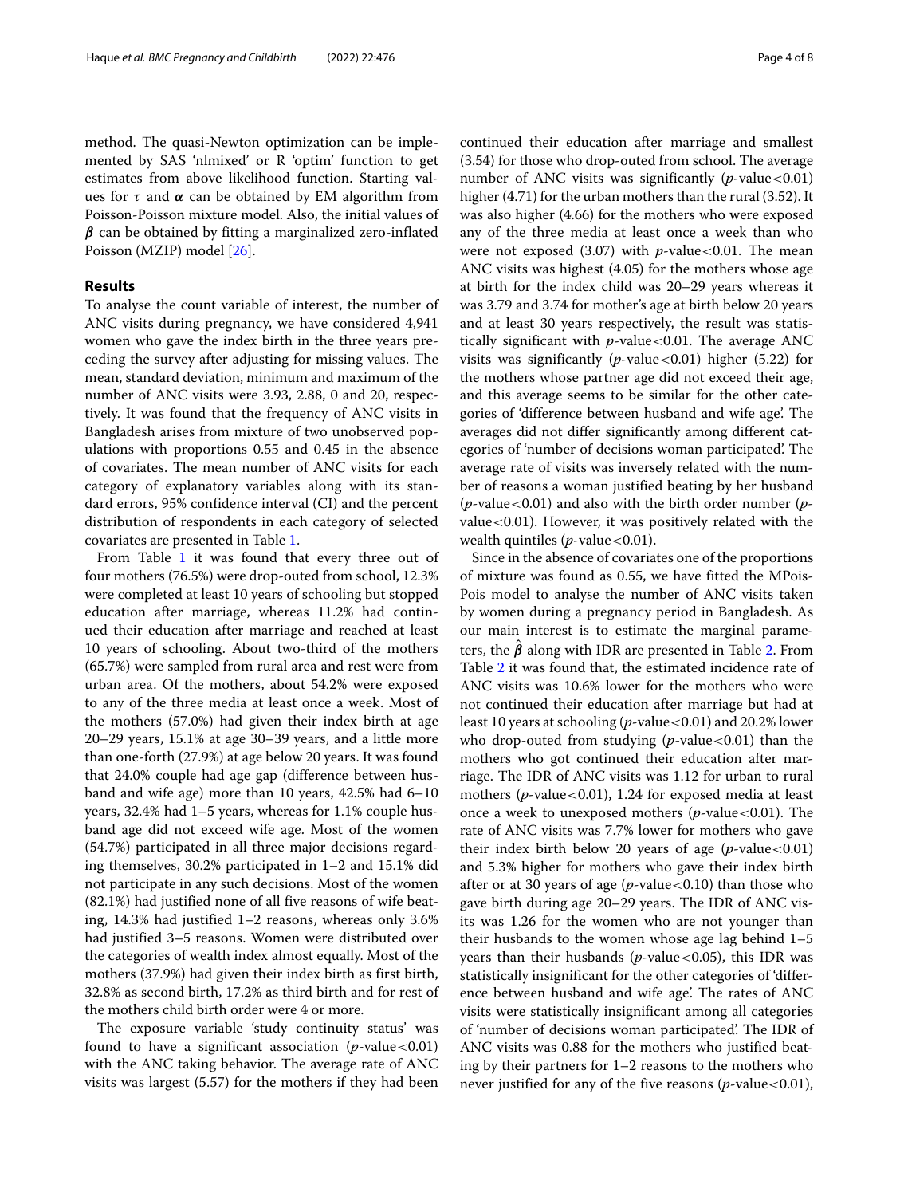method. The quasi-Newton optimization can be implemented by SAS 'nlmixed' or R 'optim' function to get estimates from above likelihood function. Starting values for $\tau$ and $\boldsymbol{\alpha}$ can be obtained by EM algorithm from Poisson-Poisson mixture model. Also, the initial values of $\boldsymbol{\beta}$ can be obtained by fitting a marginalized zero-inflated Poisson (MZIP) model [26].

## Results

To analyse the count variable of interest, the number of ANC visits during pregnancy, we have considered 4,941 women who gave the index birth in the three years preceding the survey after adjusting for missing values. The mean, standard deviation, minimum and maximum of the number of ANC visits were 3.93, 2.88, 0 and 20, respectively. It was found that the frequency of ANC visits in Bangladesh arises from mixture of two unobserved populations with proportions 0.55 and 0.45 in the absence of covariates. The mean number of ANC visits for each category of explanatory variables along with its standard errors, 95% confidence interval (CI) and the percent distribution of respondents in each category of selected covariates are presented in Table 1.

From Table 1 it was found that every three out of four mothers (76.5%) were drop-outed from school, 12.3% were completed at least 10 years of schooling but stopped education after marriage, whereas 11.2% had continued their education after marriage and reached at least 10 years of schooling. About two-third of the mothers (65.7%) were sampled from rural area and rest were from urban area. Of the mothers, about 54.2% were exposed to any of the three media at least once a week. Most of the mothers (57.0%) had given their index birth at age 20–29 years, 15.1% at age 30–39 years, and a little more than one-forth (27.9%) at age below 20 years. It was found that 24.0% couple had age gap (difference between husband and wife age) more than 10 years, 42.5% had 6–10 years, 32.4% had 1–5 years, whereas for 1.1% couple husband age did not exceed wife age. Most of the women (54.7%) participated in all three major decisions regarding themselves, 30.2% participated in 1–2 and 15.1% did not participate in any such decisions. Most of the women (82.1%) had justified none of all five reasons of wife beating, 14.3% had justified 1–2 reasons, whereas only 3.6% had justified 3–5 reasons. Women were distributed over the categories of wealth index almost equally. Most of the mothers (37.9%) had given their index birth as first birth, 32.8% as second birth, 17.2% as third birth and for rest of the mothers child birth order were 4 or more.

The exposure variable 'study continuity status' was found to have a significant association ($p$-value$<0.01$) with the ANC taking behavior. The average rate of ANC visits was largest (5.57) for the mothers if they had been continued their education after marriage and smallest (3.54) for those who drop-outed from school. The average number of ANC visits was significantly ($p$-value$<0.01$) higher (4.71) for the urban mothers than the rural (3.52). It was also higher (4.66) for the mothers who were exposed any of the three media at least once a week than who were not exposed (3.07) with $p$-value$<0.01$. The mean ANC visits was highest (4.05) for the mothers whose age at birth for the index child was 20–29 years whereas it was 3.79 and 3.74 for mother's age at birth below 20 years and at least 30 years respectively, the result was statistically significant with $p$-value$<0.01$. The average ANC visits was significantly ($p$-value$<0.01$) higher (5.22) for the mothers whose partner age did not exceed their age, and this average seems to be similar for the other categories of 'difference between husband and wife age'. The averages did not differ significantly among different categories of 'number of decisions woman participated'. The average rate of visits was inversely related with the number of reasons a woman justified beating by her husband ($p$-value$<0.01$) and also with the birth order number ($p$-value$<0.01$). However, it was positively related with the wealth quintiles ($p$-value$<0.01$).

Since in the absence of covariates one of the proportions of mixture was found as 0.55, we have fitted the MPois-Pois model to analyse the number of ANC visits taken by women during a pregnancy period in Bangladesh. As our main interest is to estimate the marginal parameters, the $\hat{\boldsymbol{\beta}}$ along with IDR are presented in Table 2. From Table 2 it was found that, the estimated incidence rate of ANC visits was 10.6% lower for the mothers who were not continued their education after marriage but had at least 10 years at schooling ($p$-value$<0.01$) and 20.2% lower who drop-outed from studying ($p$-value$<0.01$) than the mothers who got continued their education after marriage. The IDR of ANC visits was 1.12 for urban to rural mothers ($p$-value$<0.01$), 1.24 for exposed media at least once a week to unexposed mothers ($p$-value$<0.01$). The rate of ANC visits was 7.7% lower for mothers who gave their index birth below 20 years of age ($p$-value$<0.01$) and 5.3% higher for mothers who gave their index birth after or at 30 years of age ($p$-value$<0.10$) than those who gave birth during age 20–29 years. The IDR of ANC visits was 1.26 for the women who are not younger than their husbands to the women whose age lag behind 1–5 years than their husbands ($p$-value$<0.05$), this IDR was statistically insignificant for the other categories of 'difference between husband and wife age'. The rates of ANC visits were statistically insignificant among all categories of 'number of decisions woman participated'. The IDR of ANC visits was 0.88 for the mothers who justified beating by their partners for 1–2 reasons to the mothers who never justified for any of the five reasons ($p$-value$<0.01$),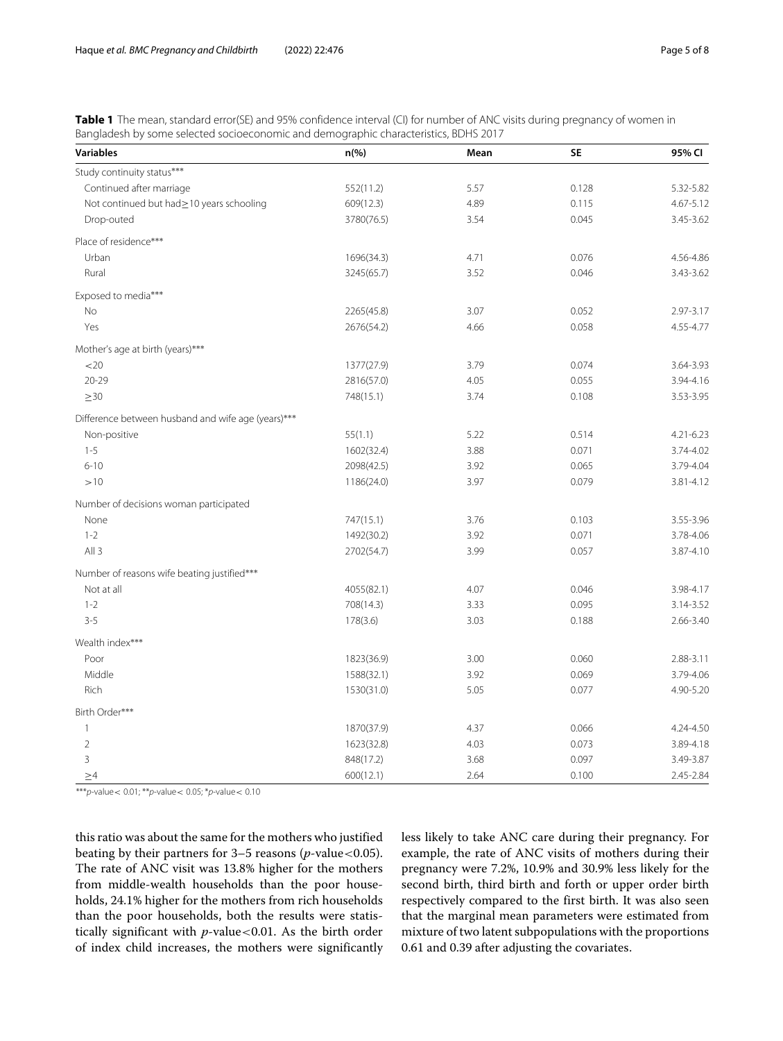**Table 1** The mean, standard error(SE) and 95% confidence interval (CI) for number of ANC visits during pregnancy of women in Bangladesh by some selected socioeconomic and demographic characteristics, BDHS 2017

| Variables | n(%) | Mean | SE | 95% CI |
|---|---|---|---|---|
| Study continuity status*** | | | | |
| Continued after marriage | 552(11.2) | 5.57 | 0.128 | 5.32-5.82 |
| Not continued but had≥10 years schooling | 609(12.3) | 4.89 | 0.115 | 4.67-5.12 |
| Drop-outed | 3780(76.5) | 3.54 | 0.045 | 3.45-3.62 |
| Place of residence*** | | | | |
| Urban | 1696(34.3) | 4.71 | 0.076 | 4.56-4.86 |
| Rural | 3245(65.7) | 3.52 | 0.046 | 3.43-3.62 |
| Exposed to media*** | | | | |
| No | 2265(45.8) | 3.07 | 0.052 | 2.97-3.17 |
| Yes | 2676(54.2) | 4.66 | 0.058 | 4.55-4.77 |
| Mother's age at birth (years)*** | | | | |
| <20 | 1377(27.9) | 3.79 | 0.074 | 3.64-3.93 |
| 20-29 | 2816(57.0) | 4.05 | 0.055 | 3.94-4.16 |
| ≥30 | 748(15.1) | 3.74 | 0.108 | 3.53-3.95 |
| Difference between husband and wife age (years)*** | | | | |
| Non-positive | 55(1.1) | 5.22 | 0.514 | 4.21-6.23 |
| 1-5 | 1602(32.4) | 3.88 | 0.071 | 3.74-4.02 |
| 6-10 | 2098(42.5) | 3.92 | 0.065 | 3.79-4.04 |
| >10 | 1186(24.0) | 3.97 | 0.079 | 3.81-4.12 |
| Number of decisions woman participated | | | | |
| None | 747(15.1) | 3.76 | 0.103 | 3.55-3.96 |
| 1-2 | 1492(30.2) | 3.92 | 0.071 | 3.78-4.06 |
| All 3 | 2702(54.7) | 3.99 | 0.057 | 3.87-4.10 |
| Number of reasons wife beating justified*** | | | | |
| Not at all | 4055(82.1) | 4.07 | 0.046 | 3.98-4.17 |
| 1-2 | 708(14.3) | 3.33 | 0.095 | 3.14-3.52 |
| 3-5 | 178(3.6) | 3.03 | 0.188 | 2.66-3.40 |
| Wealth index*** | | | | |
| Poor | 1823(36.9) | 3.00 | 0.060 | 2.88-3.11 |
| Middle | 1588(32.1) | 3.92 | 0.069 | 3.79-4.06 |
| Rich | 1530(31.0) | 5.05 | 0.077 | 4.90-5.20 |
| Birth Order*** | | | | |
| 1 | 1870(37.9) | 4.37 | 0.066 | 4.24-4.50 |
| 2 | 1623(32.8) | 4.03 | 0.073 | 3.89-4.18 |
| 3 | 848(17.2) | 3.68 | 0.097 | 3.49-3.87 |
| ≥4 | 600(12.1) | 2.64 | 0.100 | 2.45-2.84 |

***$p$-value< 0.01; **$p$-value< 0.05; *$p$-value< 0.10

this ratio was about the same for the mothers who justified beating by their partners for 3–5 reasons ($p$-value<0.05). The rate of ANC visit was 13.8% higher for the mothers from middle-wealth households than the poor households, 24.1% higher for the mothers from rich households than the poor households, both the results were statistically significant with $p$-value<0.01. As the birth order of index child increases, the mothers were significantly less likely to take ANC care during their pregnancy. For example, the rate of ANC visits of mothers during their pregnancy were 7.2%, 10.9% and 30.9% less likely for the second birth, third birth and forth or upper order birth respectively compared to the first birth. It was also seen that the marginal mean parameters were estimated from mixture of two latent subpopulations with the proportions 0.61 and 0.39 after adjusting the covariates.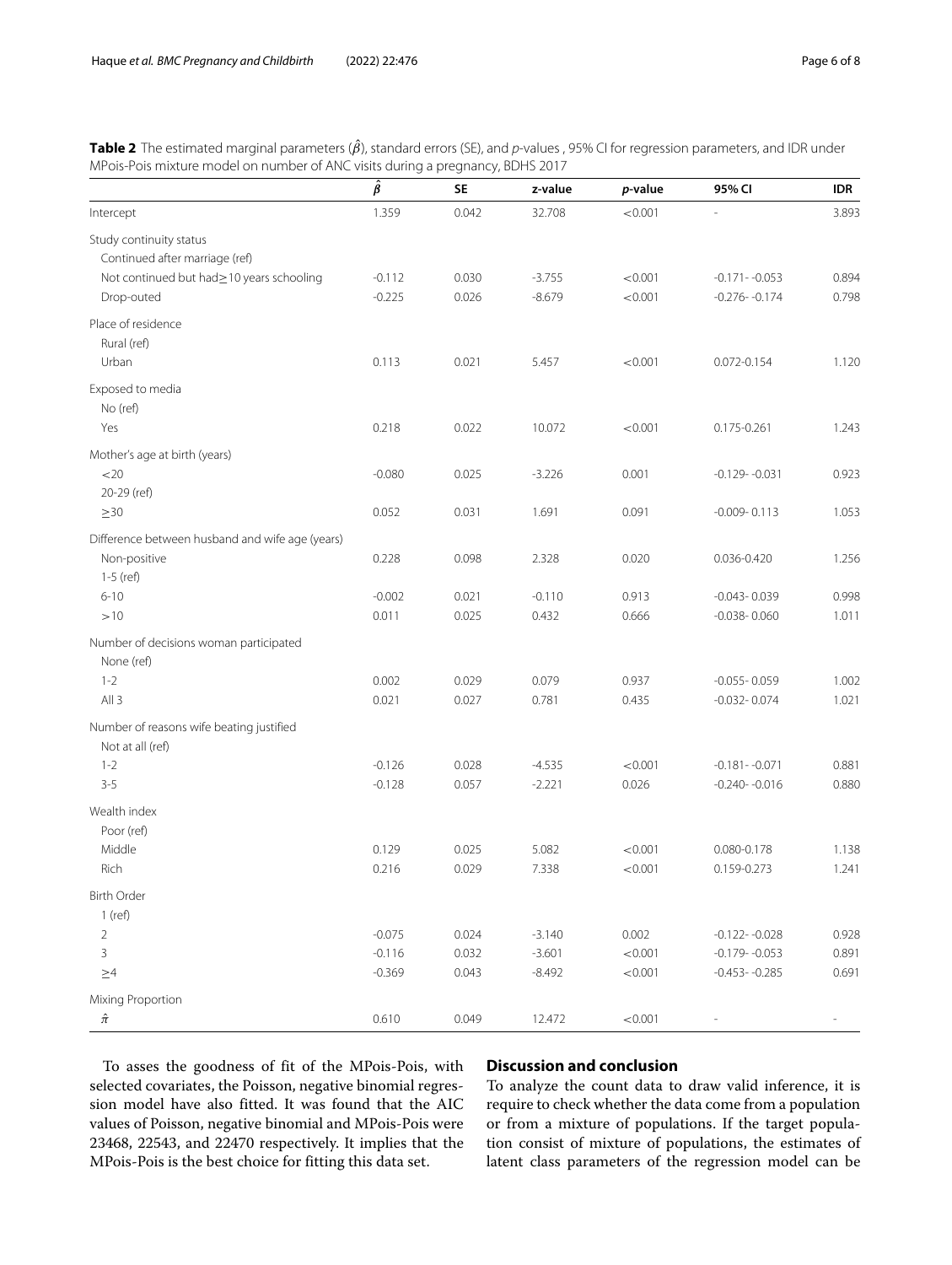**Table 2** The estimated marginal parameters ($\hat{\beta}$), standard errors (SE), and *p*-values , 95% CI for regression parameters, and IDR under MPois-Pois mixture model on number of ANC visits during a pregnancy, BDHS 2017

| | $\hat{\beta}$ | SE | z-value | *p*-value | 95% CI | IDR |
|---|---|---|---|---|---|---|
| Intercept | 1.359 | 0.042 | 32.708 | <0.001 | - | 3.893 |
| Study continuity status | | | | | | |
| Continued after marriage (ref) | | | | | | |
| Not continued but had≥10 years schooling | -0.112 | 0.030 | -3.755 | <0.001 | -0.171- -0.053 | 0.894 |
| Drop-outed | -0.225 | 0.026 | -8.679 | <0.001 | -0.276- -0.174 | 0.798 |
| Place of residence | | | | | | |
| Rural (ref) | | | | | | |
| Urban | 0.113 | 0.021 | 5.457 | <0.001 | 0.072-0.154 | 1.120 |
| Exposed to media | | | | | | |
| No (ref) | | | | | | |
| Yes | 0.218 | 0.022 | 10.072 | <0.001 | 0.175-0.261 | 1.243 |
| Mother's age at birth (years) | | | | | | |
| <20 | -0.080 | 0.025 | -3.226 | 0.001 | -0.129- -0.031 | 0.923 |
| 20-29 (ref) | | | | | | |
| ≥30 | 0.052 | 0.031 | 1.691 | 0.091 | -0.009- 0.113 | 1.053 |
| Difference between husband and wife age (years) | | | | | | |
| Non-positive | 0.228 | 0.098 | 2.328 | 0.020 | 0.036-0.420 | 1.256 |
| 1-5 (ref) | | | | | | |
| 6-10 | -0.002 | 0.021 | -0.110 | 0.913 | -0.043- 0.039 | 0.998 |
| >10 | 0.011 | 0.025 | 0.432 | 0.666 | -0.038- 0.060 | 1.011 |
| Number of decisions woman participated | | | | | | |
| None (ref) | | | | | | |
| 1-2 | 0.002 | 0.029 | 0.079 | 0.937 | -0.055- 0.059 | 1.002 |
| All 3 | 0.021 | 0.027 | 0.781 | 0.435 | -0.032- 0.074 | 1.021 |
| Number of reasons wife beating justified | | | | | | |
| Not at all (ref) | | | | | | |
| 1-2 | -0.126 | 0.028 | -4.535 | <0.001 | -0.181- -0.071 | 0.881 |
| 3-5 | -0.128 | 0.057 | -2.221 | 0.026 | -0.240- -0.016 | 0.880 |
| Wealth index | | | | | | |
| Poor (ref) | | | | | | |
| Middle | 0.129 | 0.025 | 5.082 | <0.001 | 0.080-0.178 | 1.138 |
| Rich | 0.216 | 0.029 | 7.338 | <0.001 | 0.159-0.273 | 1.241 |
| Birth Order | | | | | | |
| 1 (ref) | | | | | | |
| 2 | -0.075 | 0.024 | -3.140 | 0.002 | -0.122- -0.028 | 0.928 |
| 3 | -0.116 | 0.032 | -3.601 | <0.001 | -0.179- -0.053 | 0.891 |
| ≥4 | -0.369 | 0.043 | -8.492 | <0.001 | -0.453- -0.285 | 0.691 |
| Mixing Proportion | | | | | | |
| $\hat{\pi}$ | 0.610 | 0.049 | 12.472 | <0.001 | - | - |

To asses the goodness of fit of the MPois-Pois, with selected covariates, the Poisson, negative binomial regression model have also fitted. It was found that the AIC values of Poisson, negative binomial and MPois-Pois were 23468, 22543, and 22470 respectively. It implies that the MPois-Pois is the best choice for fitting this data set.

## Discussion and conclusion

To analyze the count data to draw valid inference, it is require to check whether the data come from a population or from a mixture of populations. If the target population consist of mixture of populations, the estimates of latent class parameters of the regression model can be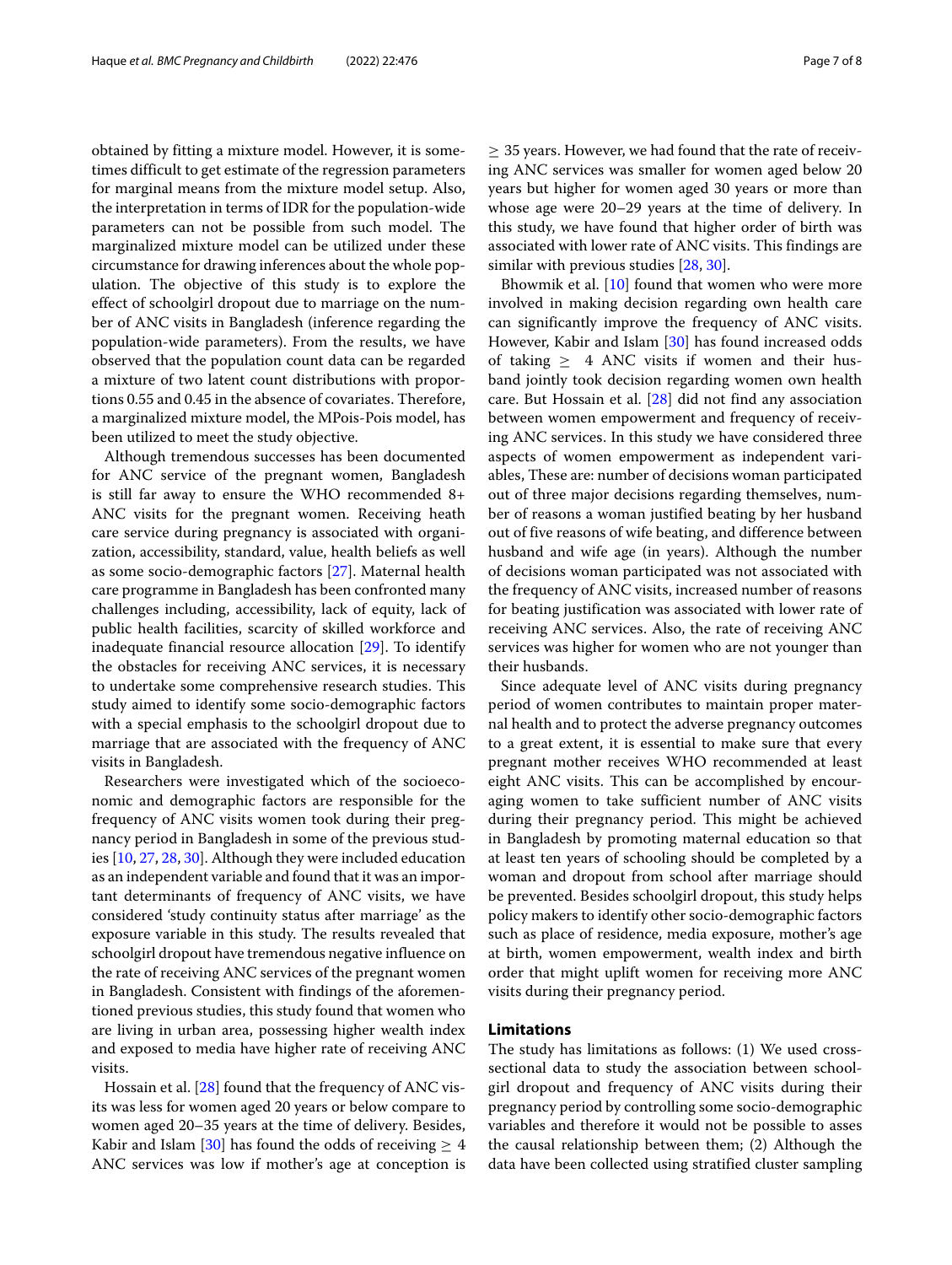obtained by fitting a mixture model. However, it is sometimes difficult to get estimate of the regression parameters for marginal means from the mixture model setup. Also, the interpretation in terms of IDR for the population-wide parameters can not be possible from such model. The marginalized mixture model can be utilized under these circumstance for drawing inferences about the whole population. The objective of this study is to explore the effect of schoolgirl dropout due to marriage on the number of ANC visits in Bangladesh (inference regarding the population-wide parameters). From the results, we have observed that the population count data can be regarded a mixture of two latent count distributions with proportions 0.55 and 0.45 in the absence of covariates. Therefore, a marginalized mixture model, the MPois-Pois model, has been utilized to meet the study objective.

Although tremendous successes has been documented for ANC service of the pregnant women, Bangladesh is still far away to ensure the WHO recommended 8+ ANC visits for the pregnant women. Receiving heath care service during pregnancy is associated with organization, accessibility, standard, value, health beliefs as well as some socio-demographic factors [27]. Maternal health care programme in Bangladesh has been confronted many challenges including, accessibility, lack of equity, lack of public health facilities, scarcity of skilled workforce and inadequate financial resource allocation [29]. To identify the obstacles for receiving ANC services, it is necessary to undertake some comprehensive research studies. This study aimed to identify some socio-demographic factors with a special emphasis to the schoolgirl dropout due to marriage that are associated with the frequency of ANC visits in Bangladesh.

Researchers were investigated which of the socioeconomic and demographic factors are responsible for the frequency of ANC visits women took during their pregnancy period in Bangladesh in some of the previous studies [10, 27, 28, 30]. Although they were included education as an independent variable and found that it was an important determinants of frequency of ANC visits, we have considered 'study continuity status after marriage' as the exposure variable in this study. The results revealed that schoolgirl dropout have tremendous negative influence on the rate of receiving ANC services of the pregnant women in Bangladesh. Consistent with findings of the aforementioned previous studies, this study found that women who are living in urban area, possessing higher wealth index and exposed to media have higher rate of receiving ANC visits.

Hossain et al. [28] found that the frequency of ANC visits was less for women aged 20 years or below compare to women aged 20–35 years at the time of delivery. Besides, Kabir and Islam [30] has found the odds of receiving $\geq 4$ ANC services was low if mother's age at conception is $\geq 35$ years. However, we had found that the rate of receiving ANC services was smaller for women aged below 20 years but higher for women aged 30 years or more than whose age were 20–29 years at the time of delivery. In this study, we have found that higher order of birth was associated with lower rate of ANC visits. This findings are similar with previous studies [28, 30].

Bhowmik et al. [10] found that women who were more involved in making decision regarding own health care can significantly improve the frequency of ANC visits. However, Kabir and Islam [30] has found increased odds of taking $\geq$ 4 ANC visits if women and their husband jointly took decision regarding women own health care. But Hossain et al. [28] did not find any association between women empowerment and frequency of receiving ANC services. In this study we have considered three aspects of women empowerment as independent variables, These are: number of decisions woman participated out of three major decisions regarding themselves, number of reasons a woman justified beating by her husband out of five reasons of wife beating, and difference between husband and wife age (in years). Although the number of decisions woman participated was not associated with the frequency of ANC visits, increased number of reasons for beating justification was associated with lower rate of receiving ANC services. Also, the rate of receiving ANC services was higher for women who are not younger than their husbands.

Since adequate level of ANC visits during pregnancy period of women contributes to maintain proper maternal health and to protect the adverse pregnancy outcomes to a great extent, it is essential to make sure that every pregnant mother receives WHO recommended at least eight ANC visits. This can be accomplished by encouraging women to take sufficient number of ANC visits during their pregnancy period. This might be achieved in Bangladesh by promoting maternal education so that at least ten years of schooling should be completed by a woman and dropout from school after marriage should be prevented. Besides schoolgirl dropout, this study helps policy makers to identify other socio-demographic factors such as place of residence, media exposure, mother's age at birth, women empowerment, wealth index and birth order that might uplift women for receiving more ANC visits during their pregnancy period.

## Limitations

The study has limitations as follows: (1) We used cross-sectional data to study the association between schoolgirl dropout and frequency of ANC visits during their pregnancy period by controlling some socio-demographic variables and therefore it would not be possible to asses the causal relationship between them; (2) Although the data have been collected using stratified cluster sampling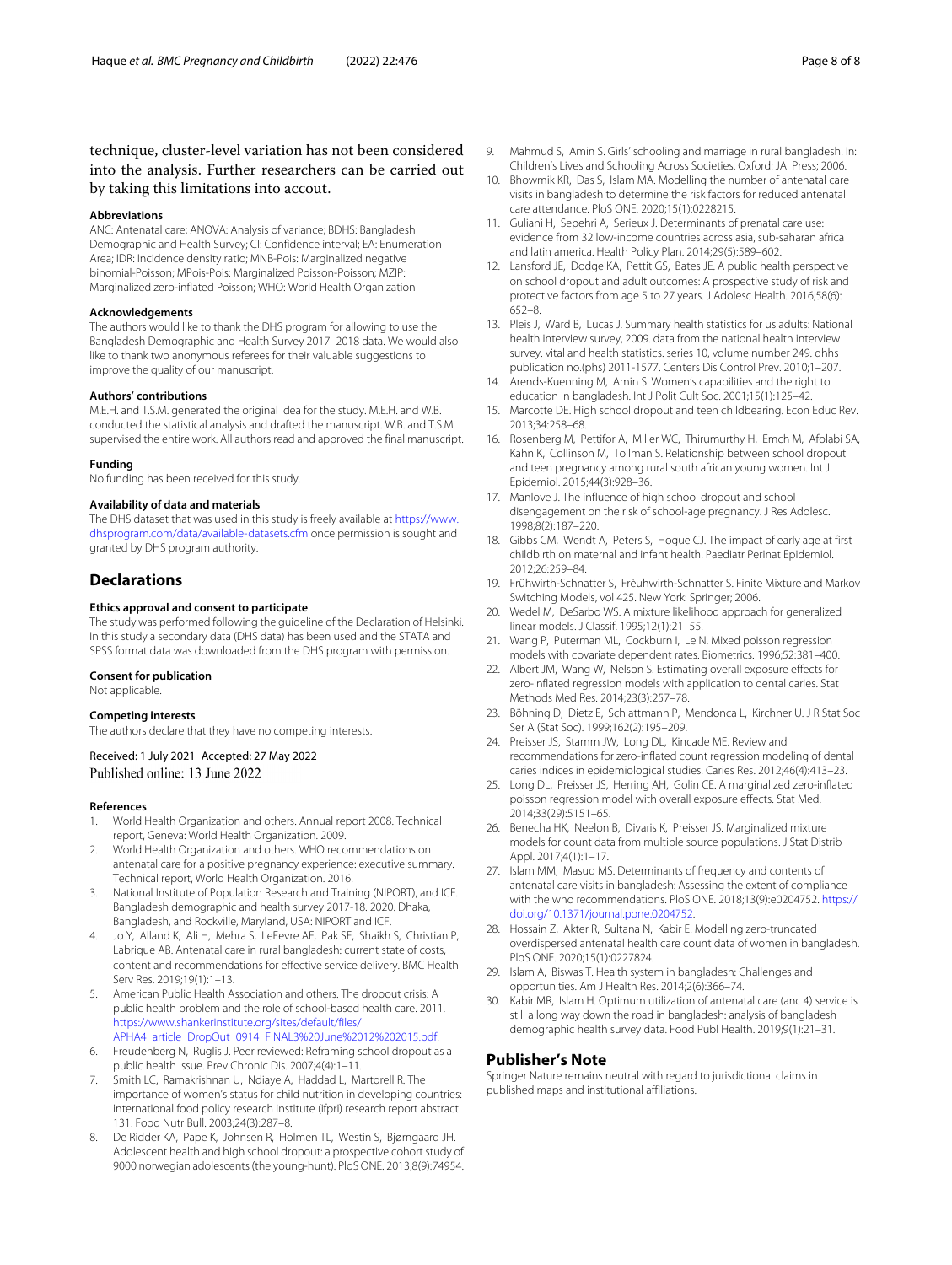technique, cluster-level variation has not been considered into the analysis. Further researchers can be carried out by taking this limitations into accout.

### Abbreviations
ANC: Antenatal care; ANOVA: Analysis of variance; BDHS: Bangladesh Demographic and Health Survey; CI: Confidence interval; EA: Enumeration Area; IDR: Incidence density ratio; MNB-Pois: Marginalized negative binomial-Poisson; MPois-Pois: Marginalized Poisson-Poisson; MZIP: Marginalized zero-inflated Poisson; WHO: World Health Organization

### Acknowledgements
The authors would like to thank the DHS program for allowing to use the Bangladesh Demographic and Health Survey 2017–2018 data. We would also like to thank two anonymous referees for their valuable suggestions to improve the quality of our manuscript.

### Authors' contributions
M.E.H. and T.S.M. generated the original idea for the study. M.E.H. and W.B. conducted the statistical analysis and drafted the manuscript. W.B. and T.S.M. supervised the entire work. All authors read and approved the final manuscript.

### Funding
No funding has been received for this study.

### Availability of data and materials
The DHS dataset that was used in this study is freely available at https://www.dhsprogram.com/data/available-datasets.cfm once permission is sought and granted by DHS program authority.

## Declarations

### Ethics approval and consent to participate
The study was performed following the guideline of the Declaration of Helsinki. In this study a secondary data (DHS data) has been used and the STATA and SPSS format data was downloaded from the DHS program with permission.

### Consent for publication
Not applicable.

### Competing interests
The authors declare that they have no competing interests.

Received: 1 July 2021 Accepted: 27 May 2022
Published online: 13 June 2022

### References
1. World Health Organization and others. Annual report 2008. Technical report, Geneva: World Health Organization. 2009.
2. World Health Organization and others. WHO recommendations on antenatal care for a positive pregnancy experience: executive summary. Technical report, World Health Organization. 2016.
3. National Institute of Population Research and Training (NIPORT), and ICF. Bangladesh demographic and health survey 2017-18. 2020. Dhaka, Bangladesh, and Rockville, Maryland, USA: NIPORT and ICF.
4. Jo Y, Alland K, Ali H, Mehra S, LeFevre AE, Pak SE, Shaikh S, Christian P, Labrique AB. Antenatal care in rural bangladesh: current state of costs, content and recommendations for effective service delivery. BMC Health Serv Res. 2019;19(1):1–13.
5. American Public Health Association and others. The dropout crisis: A public health problem and the role of school-based health care. 2011. https://www.shankerinstitute.org/sites/default/files/APHA4_article_DropOut_0914_FINAL3%20June%2012%202015.pdf.
6. Freudenberg N, Ruglis J. Peer reviewed: Reframing school dropout as a public health issue. Prev Chronic Dis. 2007;4(4):1–11.
7. Smith LC, Ramakrishnan U, Ndiaye A, Haddad L, Martorell R. The importance of women's status for child nutrition in developing countries: international food policy research institute (ifpri) research report abstract 131. Food Nutr Bull. 2003;24(3):287–8.
8. De Ridder KA, Pape K, Johnsen R, Holmen TL, Westin S, Bjørngaard JH. Adolescent health and high school dropout: a prospective cohort study of 9000 norwegian adolescents (the young-hunt). PloS ONE. 2013;8(9):74954.
9. Mahmud S, Amin S. Girls' schooling and marriage in rural bangladesh. In: Children's Lives and Schooling Across Societies. Oxford: JAI Press; 2006.
10. Bhowmik KR, Das S, Islam MA. Modelling the number of antenatal care visits in bangladesh to determine the risk factors for reduced antenatal care attendance. PloS ONE. 2020;15(1):0228215.
11. Guliani H, Sepehri A, Serieux J. Determinants of prenatal care use: evidence from 32 low-income countries across asia, sub-saharan africa and latin america. Health Policy Plan. 2014;29(5):589–602.
12. Lansford JE, Dodge KA, Pettit GS, Bates JE. A public health perspective on school dropout and adult outcomes: A prospective study of risk and protective factors from age 5 to 27 years. J Adolesc Health. 2016;58(6):652–8.
13. Pleis J, Ward B, Lucas J. Summary health statistics for us adults: National health interview survey, 2009. data from the national health interview survey. vital and health statistics. series 10, volume number 249. dhhs publication no.(phs) 2011-1577. Centers Dis Control Prev. 2010;1–207.
14. Arends-Kuenning M, Amin S. Women's capabilities and the right to education in bangladesh. Int J Polit Cult Soc. 2001;15(1):125–42.
15. Marcotte DE. High school dropout and teen childbearing. Econ Educ Rev. 2013;34:258–68.
16. Rosenberg M, Pettifor A, Miller WC, Thirumurthy H, Emch M, Afolabi SA, Kahn K, Collinson M, Tollman S. Relationship between school dropout and teen pregnancy among rural south african young women. Int J Epidemiol. 2015;44(3):928–36.
17. Manlove J. The influence of high school dropout and school disengagement on the risk of school-age pregnancy. J Res Adolesc. 1998;8(2):187–220.
18. Gibbs CM, Wendt A, Peters S, Hogue CJ. The impact of early age at first childbirth on maternal and infant health. Paediatr Perinat Epidemiol. 2012;26:259–84.
19. Frühwirth-Schnatter S, Frèuhwirth-Schnatter S. Finite Mixture and Markov Switching Models, vol 425. New York: Springer; 2006.
20. Wedel M, DeSarbo WS. A mixture likelihood approach for generalized linear models. J Classif. 1995;12(1):21–55.
21. Wang P, Puterman ML, Cockburn I, Le N. Mixed poisson regression models with covariate dependent rates. Biometrics. 1996;52:381–400.
22. Albert JM, Wang W, Nelson S. Estimating overall exposure effects for zero-inflated regression models with application to dental caries. Stat Methods Med Res. 2014;23(3):257–78.
23. Böhning D, Dietz E, Schlattmann P, Mendonca L, Kirchner U. J R Stat Soc Ser A (Stat Soc). 1999;162(2):195–209.
24. Preisser JS, Stamm JW, Long DL, Kincade ME. Review and recommendations for zero-inflated count regression modeling of dental caries indices in epidemiological studies. Caries Res. 2012;46(4):413–23.
25. Long DL, Preisser JS, Herring AH, Golin CE. A marginalized zero-inflated poisson regression model with overall exposure effects. Stat Med. 2014;33(29):5151–65.
26. Benecha HK, Neelon B, Divaris K, Preisser JS. Marginalized mixture models for count data from multiple source populations. J Stat Distrib Appl. 2017;4(1):1–17.
27. Islam MM, Masud MS. Determinants of frequency and contents of antenatal care visits in bangladesh: Assessing the extent of compliance with the who recommendations. PloS ONE. 2018;13(9):e0204752. https://doi.org/10.1371/journal.pone.0204752.
28. Hossain Z, Akter R, Sultana N, Kabir E. Modelling zero-truncated overdispersed antenatal health care count data of women in bangladesh. PloS ONE. 2020;15(1):0227824.
29. Islam A, Biswas T. Health system in bangladesh: Challenges and opportunities. Am J Health Res. 2014;2(6):366–74.
30. Kabir MR, Islam H. Optimum utilization of antenatal care (anc 4) service is still a long way down the road in bangladesh: analysis of bangladesh demographic health survey data. Food Publ Health. 2019;9(1):21–31.

## Publisher's Note
Springer Nature remains neutral with regard to jurisdictional claims in published maps and institutional affiliations.